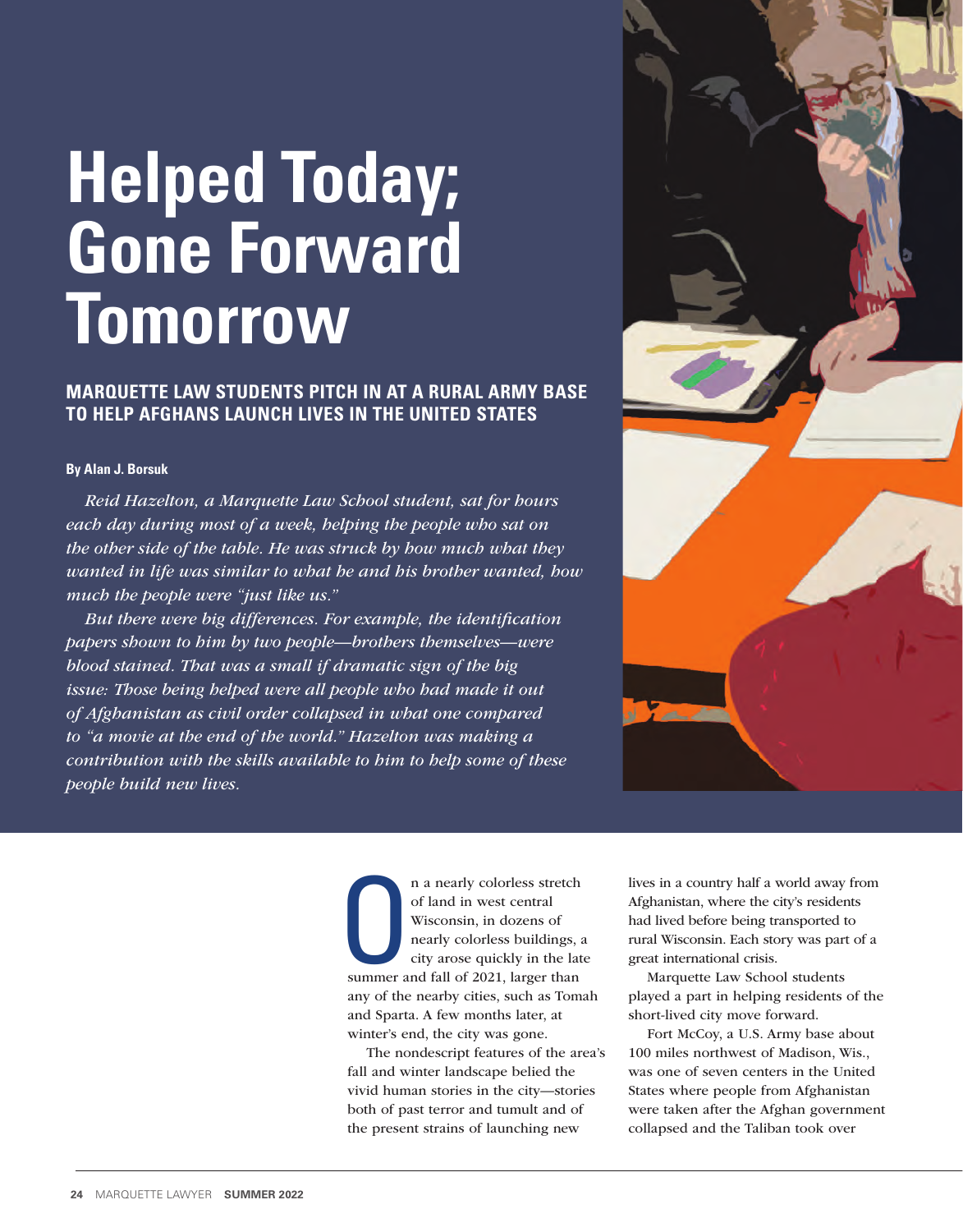# Helped Today; Gone Forward Tomorrow

## MARQUETTE LAW STUDENTS PITCH IN AT A RURAL ARMY BASE TO HELP AFGHANS LAUNCH LIVES IN THE UNITED STATES

**By Alan J. Borsuk**

*Reid Hazelton, a Marquette Law School student, sat for hours each day during most of a week, helping the people who sat on the other side of the table. He was struck by how much what they wanted in life was similar to what he and his brother wanted, how much the people were "just like us."*

*But there were big differences. For example, the identification papers shown to him by two people—brothers themselves—were blood stained. That was a small if dramatic sign of the big issue: Those being helped were all people who had made it out of Afghanistan as civil order collapsed in what one compared to "a movie at the end of the world." Hazelton was making a contribution with the skills available to him to help some of these people build new lives.*

On a nearly colorless stretch of land in west central Wisconsin, in dozens of nearly colorless buildings, a city arose quickly in the late summer and fall of 2021, larger than any of the nearby cities, such as Tomah and Sparta. A few months later, at winter's end, the city was gone.

The nondescript features of the area's fall and winter landscape belied the vivid human stories in the city—stories both of past terror and tumult and of the present strains of launching new lives in a country half a world away from Afghanistan, where the city's residents had lived before being transported to rural Wisconsin. Each story was part of a great international crisis.

Marquette Law School students played a part in helping residents of the short-lived city move forward.

Fort McCoy, a U.S. Army base about 100 miles northwest of Madison, Wis., was one of seven centers in the United States where people from Afghanistan were taken after the Afghan government collapsed and the Taliban took over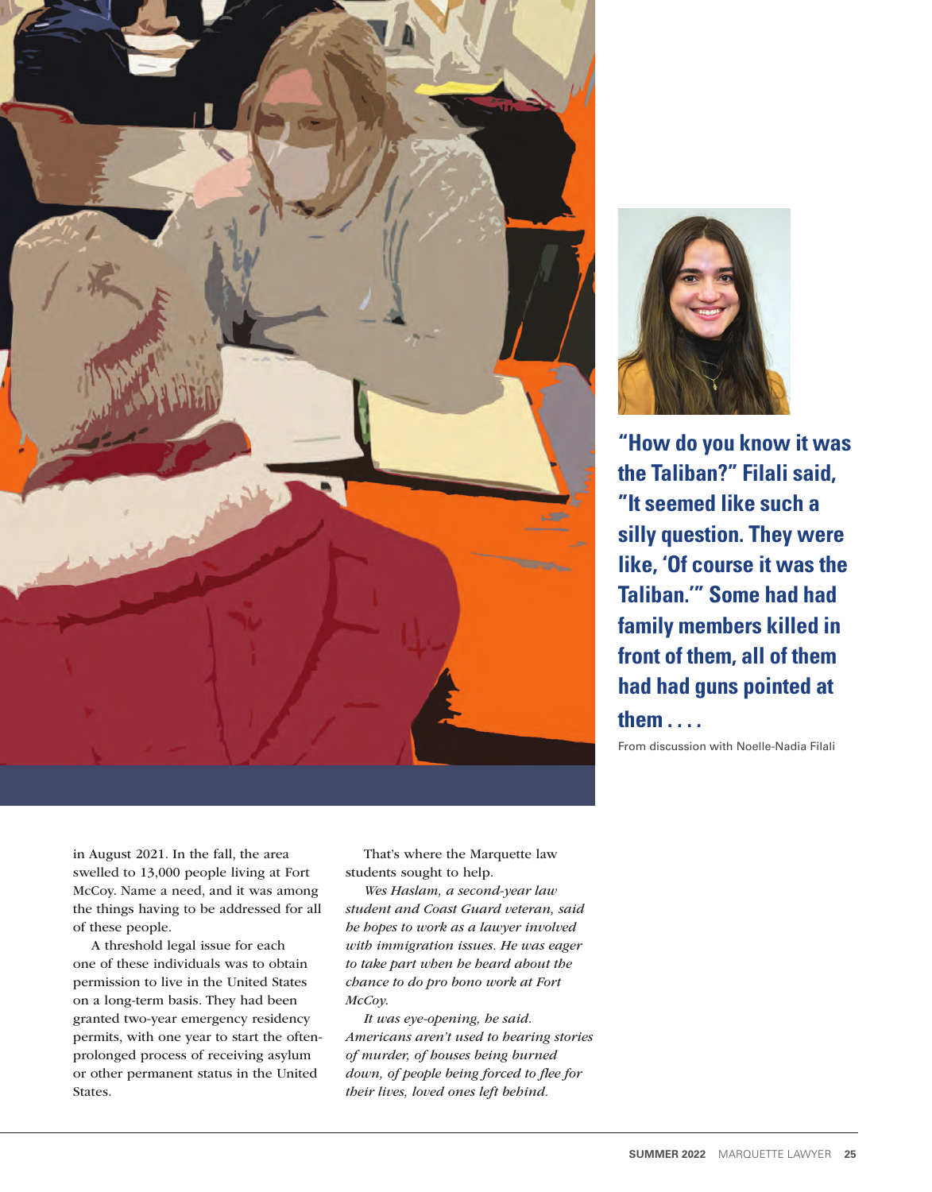**"How do you know it was the Taliban?" Filali said, "It seemed like such a silly question. They were like, 'Of course it was the Taliban.'" Some had had family members killed in front of them, all of them had had guns pointed at them . . . .**

From discussion with Noelle-Nadia Filali

in August 2021. In the fall, the area swelled to 13,000 people living at Fort McCoy. Name a need, and it was among the things having to be addressed for all of these people.

A threshold legal issue for each one of these individuals was to obtain permission to live in the United States on a long-term basis. They had been granted two-year emergency residency permits, with one year to start the often-prolonged process of receiving asylum or other permanent status in the United States.

That's where the Marquette law students sought to help.

*Wes Haslam, a second-year law student and Coast Guard veteran, said he hopes to work as a lawyer involved with immigration issues. He was eager to take part when he heard about the chance to do pro bono work at Fort McCoy.*

*It was eye-opening, he said. Americans aren't used to hearing stories of murder, of houses being burned down, of people being forced to flee for their lives, loved ones left behind.*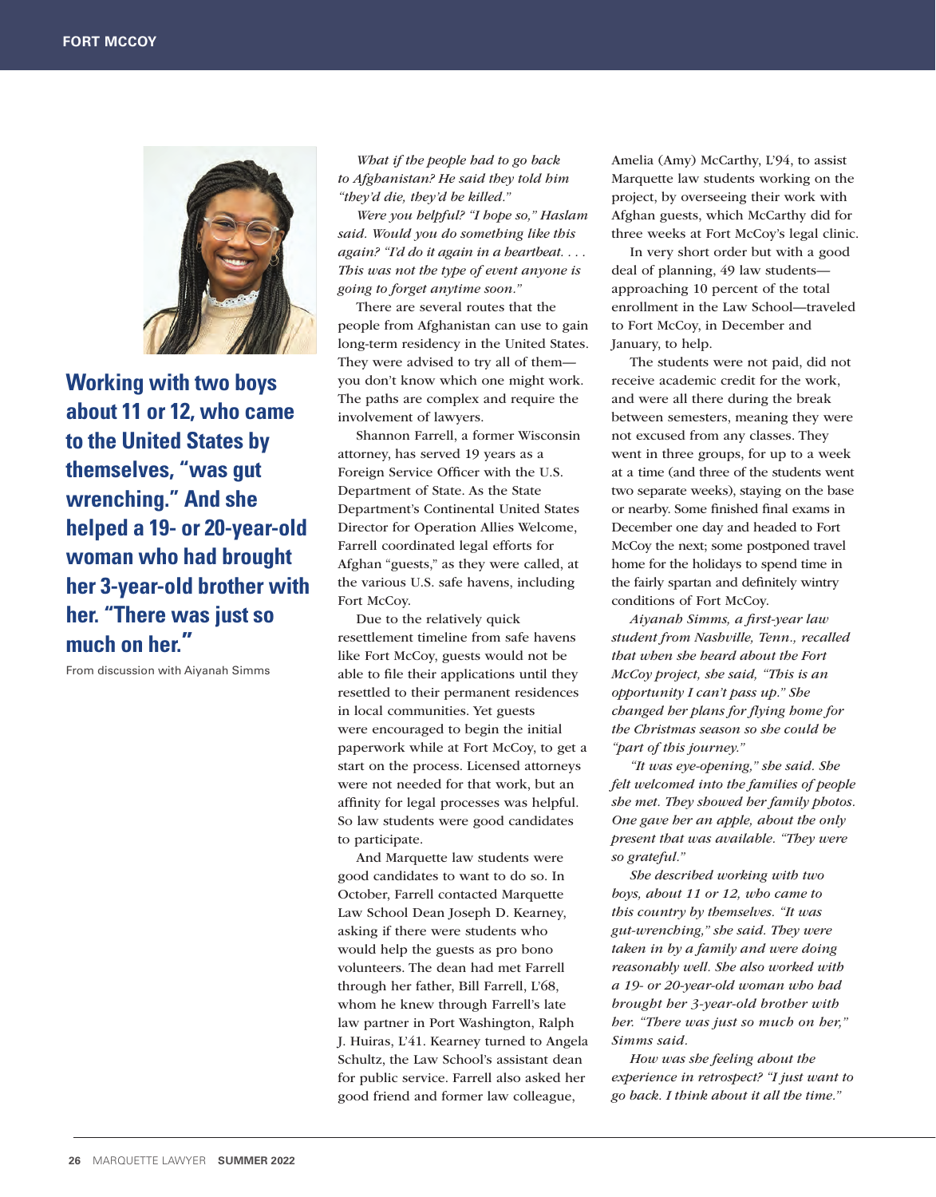**Working with two boys about 11 or 12, who came to the United States by themselves, "was gut wrenching." And she helped a 19- or 20-year-old woman who had brought her 3-year-old brother with her. "There was just so much on her."**

From discussion with Aiyanah Simms

*What if the people had to go back to Afghanistan? He said they told him "they'd die, they'd be killed."*

*Were you helpful? "I hope so," Haslam said. Would you do something like this again? "I'd do it again in a heartbeat. . . . This was not the type of event anyone is going to forget anytime soon."*

There are several routes that the people from Afghanistan can use to gain long-term residency in the United States. They were advised to try all of them—you don't know which one might work. The paths are complex and require the involvement of lawyers.

Shannon Farrell, a former Wisconsin attorney, has served 19 years as a Foreign Service Officer with the U.S. Department of State. As the State Department's Continental United States Director for Operation Allies Welcome, Farrell coordinated legal efforts for Afghan "guests," as they were called, at the various U.S. safe havens, including Fort McCoy.

Due to the relatively quick resettlement timeline from safe havens like Fort McCoy, guests would not be able to file their applications until they resettled to their permanent residences in local communities. Yet guests were encouraged to begin the initial paperwork while at Fort McCoy, to get a start on the process. Licensed attorneys were not needed for that work, but an affinity for legal processes was helpful. So law students were good candidates to participate.

And Marquette law students were good candidates to want to do so. In October, Farrell contacted Marquette Law School Dean Joseph D. Kearney, asking if there were students who would help the guests as pro bono volunteers. The dean had met Farrell through her father, Bill Farrell, L'68, whom he knew through Farrell's late law partner in Port Washington, Ralph J. Huiras, L'41. Kearney turned to Angela Schultz, the Law School's assistant dean for public service. Farrell also asked her good friend and former law colleague, Amelia (Amy) McCarthy, L'94, to assist Marquette law students working on the project, by overseeing their work with Afghan guests, which McCarthy did for three weeks at Fort McCoy's legal clinic.

In very short order but with a good deal of planning, 49 law students—approaching 10 percent of the total enrollment in the Law School—traveled to Fort McCoy, in December and January, to help.

The students were not paid, did not receive academic credit for the work, and were all there during the break between semesters, meaning they were not excused from any classes. They went in three groups, for up to a week at a time (and three of the students went two separate weeks), staying on the base or nearby. Some finished final exams in December one day and headed to Fort McCoy the next; some postponed travel home for the holidays to spend time in the fairly spartan and definitely wintry conditions of Fort McCoy.

*Aiyanah Simms, a first-year law student from Nashville, Tenn., recalled that when she heard about the Fort McCoy project, she said, "This is an opportunity I can't pass up." She changed her plans for flying home for the Christmas season so she could be "part of this journey."*

*"It was eye-opening," she said. She felt welcomed into the families of people she met. They showed her family photos. One gave her an apple, about the only present that was available. "They were so grateful."*

*She described working with two boys, about 11 or 12, who came to this country by themselves. "It was gut-wrenching," she said. They were taken in by a family and were doing reasonably well. She also worked with a 19- or 20-year-old woman who had brought her 3-year-old brother with her. "There was just so much on her," Simms said.*

*How was she feeling about the experience in retrospect? "I just want to go back. I think about it all the time."*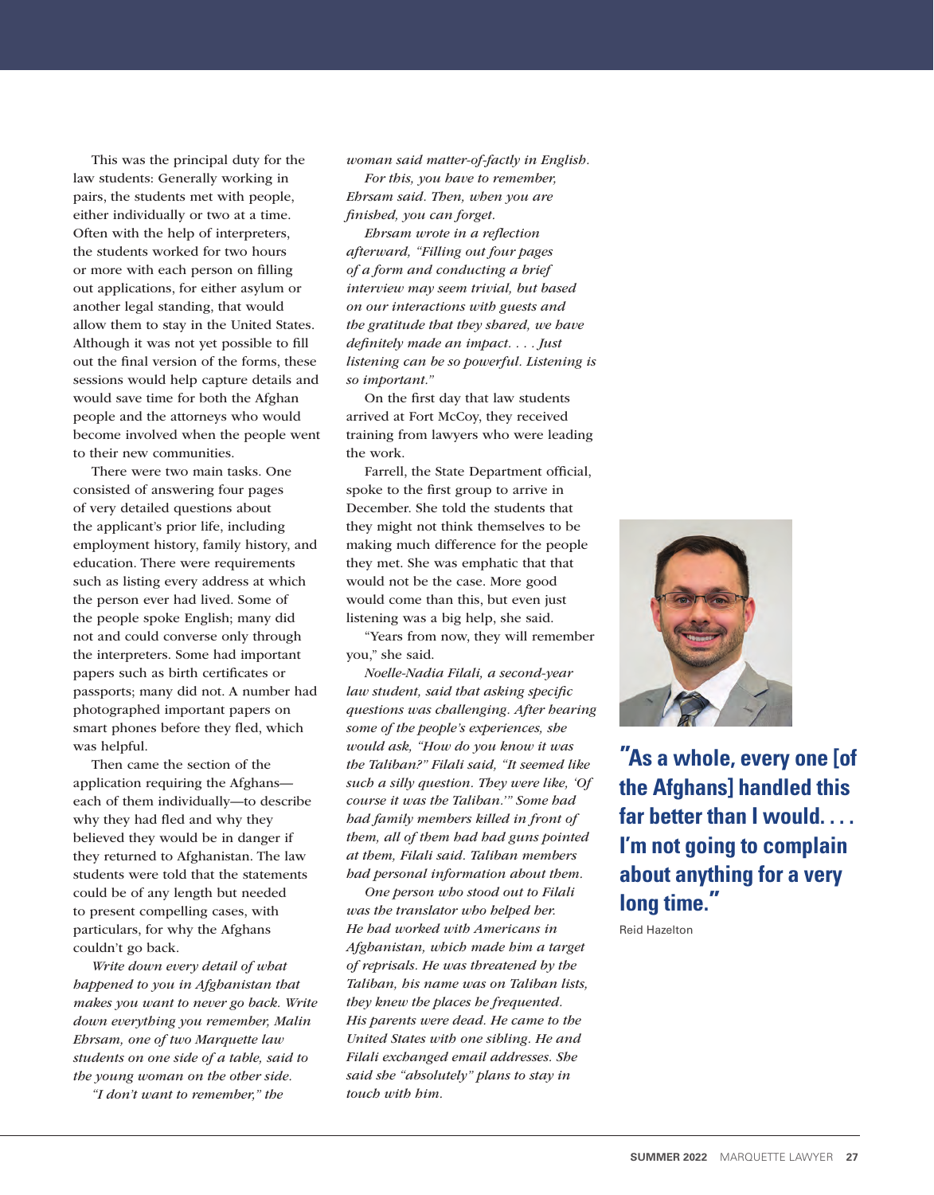This was the principal duty for the law students: Generally working in pairs, the students met with people, either individually or two at a time. Often with the help of interpreters, the students worked for two hours or more with each person on filling out applications, for either asylum or another legal standing, that would allow them to stay in the United States. Although it was not yet possible to fill out the final version of the forms, these sessions would help capture details and would save time for both the Afghan people and the attorneys who would become involved when the people went to their new communities.

There were two main tasks. One consisted of answering four pages of very detailed questions about the applicant's prior life, including employment history, family history, and education. There were requirements such as listing every address at which the person ever had lived. Some of the people spoke English; many did not and could converse only through the interpreters. Some had important papers such as birth certificates or passports; many did not. A number had photographed important papers on smart phones before they fled, which was helpful.

Then came the section of the application requiring the Afghans—each of them individually—to describe why they had fled and why they believed they would be in danger if they returned to Afghanistan. The law students were told that the statements could be of any length but needed to present compelling cases, with particulars, for why the Afghans couldn't go back.

*Write down every detail of what happened to you in Afghanistan that makes you want to never go back. Write down everything you remember, Malin Ehrsam, one of two Marquette law students on one side of a table, said to the young woman on the other side.*

*"I don't want to remember," the woman said matter-of-factly in English.*

*For this, you have to remember, Ehrsam said. Then, when you are finished, you can forget.*

*Ehrsam wrote in a reflection afterward, "Filling out four pages of a form and conducting a brief interview may seem trivial, but based on our interactions with guests and the gratitude that they shared, we have definitely made an impact. . . . Just listening can be so powerful. Listening is so important."*

On the first day that law students arrived at Fort McCoy, they received training from lawyers who were leading the work.

Farrell, the State Department official, spoke to the first group to arrive in December. She told the students that they might not think themselves to be making much difference for the people they met. She was emphatic that that would not be the case. More good would come than this, but even just listening was a big help, she said.

"Years from now, they will remember you," she said.

*Noelle-Nadia Filali, a second-year law student, said that asking specific questions was challenging. After hearing some of the people's experiences, she would ask, "How do you know it was the Taliban?" Filali said, "It seemed like such a silly question. They were like, 'Of course it was the Taliban.'" Some had had family members killed in front of them, all of them had had guns pointed at them, Filali said. Taliban members had personal information about them.*

*One person who stood out to Filali was the translator who helped her. He had worked with Americans in Afghanistan, which made him a target of reprisals. He was threatened by the Taliban, his name was on Taliban lists, they knew the places he frequented. His parents were dead. He came to the United States with one sibling. He and Filali exchanged email addresses. She said she "absolutely" plans to stay in touch with him.*

**"As a whole, every one [of the Afghans] handled this far better than I would. . . . I'm not going to complain about anything for a very long time."**

Reid Hazelton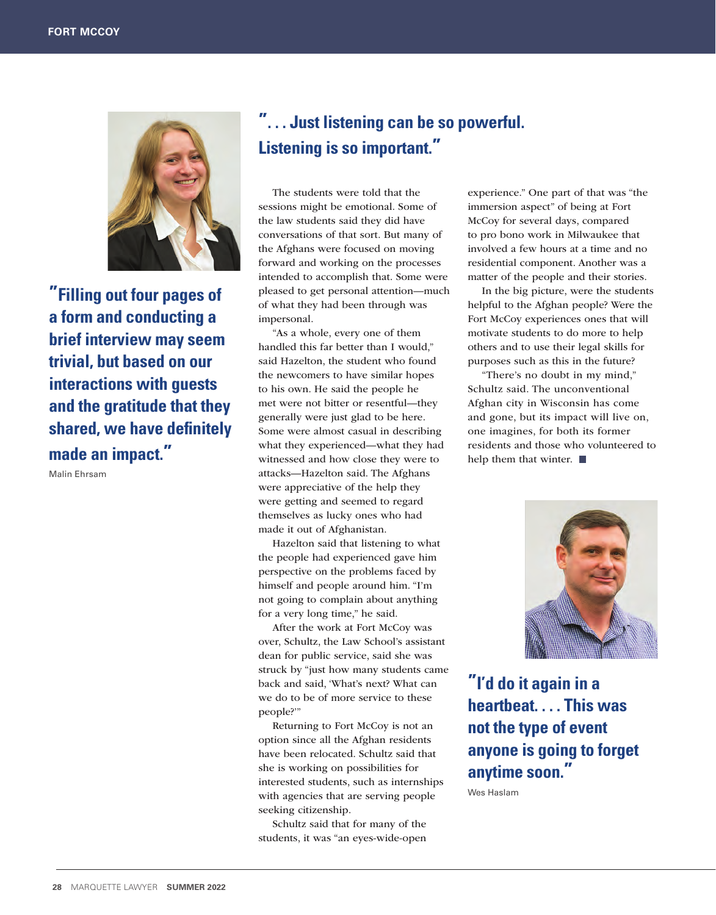"Filling out four pages of a form and conducting a brief interview may seem trivial, but based on our interactions with guests and the gratitude that they shared, we have definitely made an impact."

Malin Ehrsam

## ". . . Just listening can be so powerful. Listening is so important."

The students were told that the sessions might be emotional. Some of the law students said they did have conversations of that sort. But many of the Afghans were focused on moving forward and working on the processes intended to accomplish that. Some were pleased to get personal attention—much of what they had been through was impersonal.

"As a whole, every one of them handled this far better than I would," said Hazelton, the student who found the newcomers to have similar hopes to his own. He said the people he met were not bitter or resentful—they generally were just glad to be here. Some were almost casual in describing what they experienced—what they had witnessed and how close they were to attacks—Hazelton said. The Afghans were appreciative of the help they were getting and seemed to regard themselves as lucky ones who had made it out of Afghanistan.

Hazelton said that listening to what the people had experienced gave him perspective on the problems faced by himself and people around him. "I'm not going to complain about anything for a very long time," he said.

After the work at Fort McCoy was over, Schultz, the Law School's assistant dean for public service, said she was struck by "just how many students came back and said, 'What's next? What can we do to be of more service to these people?'"

Returning to Fort McCoy is not an option since all the Afghan residents have been relocated. Schultz said that she is working on possibilities for interested students, such as internships with agencies that are serving people seeking citizenship.

Schultz said that for many of the students, it was "an eyes-wide-open experience." One part of that was "the immersion aspect" of being at Fort McCoy for several days, compared to pro bono work in Milwaukee that involved a few hours at a time and no residential component. Another was a matter of the people and their stories.

In the big picture, were the students helpful to the Afghan people? Were the Fort McCoy experiences ones that will motivate students to do more to help others and to use their legal skills for purposes such as this in the future?

"There's no doubt in my mind," Schultz said. The unconventional Afghan city in Wisconsin has come and gone, but its impact will live on, one imagines, for both its former residents and those who volunteered to help them that winter. ■

"I'd do it again in a heartbeat. . . . This was not the type of event anyone is going to forget anytime soon."

Wes Haslam